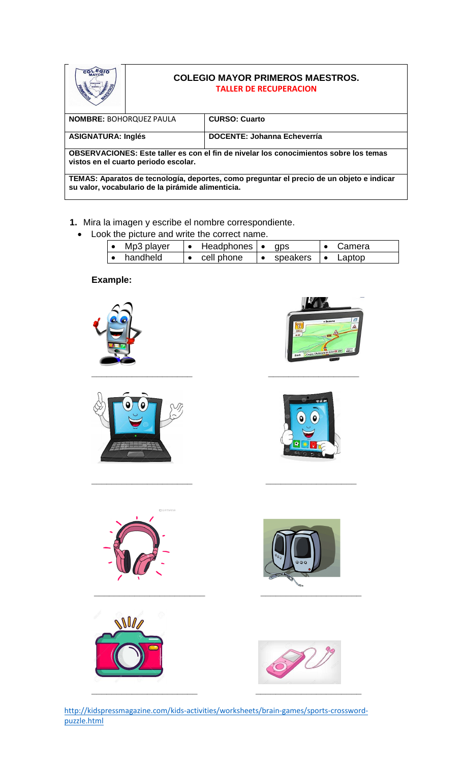| COLEGIO MAYOR PRIMEROS MAESTROS. TALLER DE RECUPERACION | |
|---|---|
| **NOMBRE:** BOHORQUEZ PAULA | **CURSO: Cuarto** |
| **ASIGNATURA: Inglés** | **DOCENTE: Johanna Echeverría** |
| **OBSERVACIONES: Este taller es con el fin de nivelar los conocimientos sobre los temas vistos en el cuarto periodo escolar.** | |
| **TEMAS: Aparatos de tecnología, deportes, como preguntar el precio de un objeto e indicar su valor, vocabulario de la pirámide alimenticia.** | |

**1.** Mira la imagen y escribe el nombre correspondiente.

- Look the picture and write the correct name.

| | | | |
|---|---|---|---|
| • Mp3 player | • Headphones | • gps | • Camera |
| • handheld | • cell phone | • speakers | • Laptop |

**Example:**

______________________ ______________________

______________________ ______________________

______________________ ______________________

______________________ ______________________

http://kidspressmagazine.com/kids-activities/worksheets/brain-games/sports-crossword-puzzle.html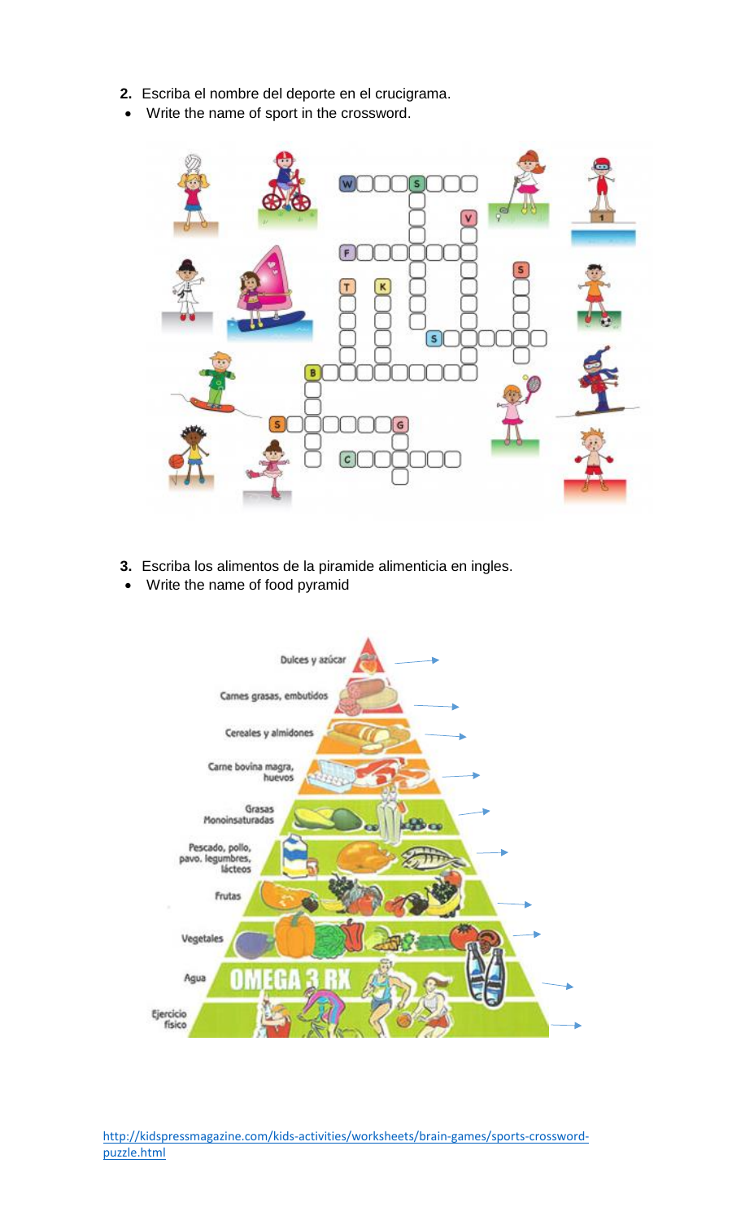2. Escriba el nombre del deporte en el crucigrama.
- Write the name of sport in the crossword.

3. Escriba los alimentos de la piramide alimenticia en ingles.
- Write the name of food pyramid

Dulces y azúcar

Carnes grasas, embutidos

Cereales y almidones

Carne bovina magra, huevos

Grasas Monoinsaturadas

Pescado, pollo, pavo, legumbres, lácteos

Frutas

Vegetales

Agua

Ejercicio físico

http://kidspressmagazine.com/kids-activities/worksheets/brain-games/sports-crossword-puzzle.html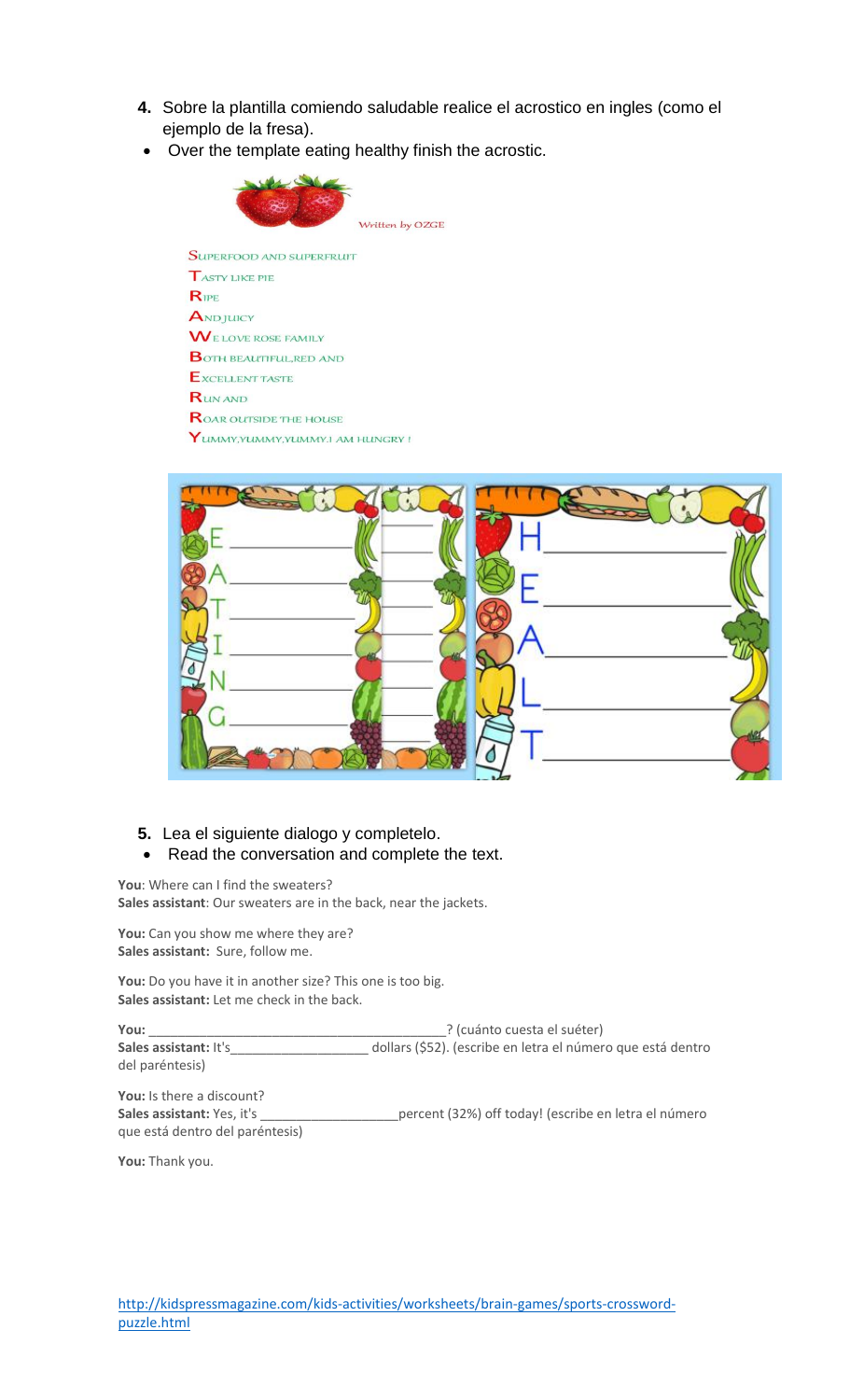4. Sobre la plantilla comiendo saludable realice el acrostico en ingles (como el ejemplo de la fresa).

- Over the template eating healthy finish the acrostic.

Written by OZGE

SUPERFOOD AND SUPERFRUIT
TASTY LIKE PIE
RIPE
AND JUICY
WE LOVE ROSE FAMILY
BOTH BEAUTIFUL,RED AND
EXCELLENT TASTE
RUN AND
ROAR OUTSIDE THE HOUSE
YUMMY,YUMMY,YUMMY.I AM HUNGRY !

E ______________
A ______________
T ______________
I ______________
N ______________
G ______________

H ______________
E ______________
A ______________
L ______________
T ______________

5. Lea el siguiente dialogo y completelo.

- Read the conversation and complete the text.

**You**: Where can I find the sweaters?
**Sales assistant**: Our sweaters are in the back, near the jackets.

**You:** Can you show me where they are?
**Sales assistant:** Sure, follow me.

**You:** Do you have it in another size? This one is too big.
**Sales assistant:** Let me check in the back.

**You:** ________________________________________? (cuánto cuesta el suéter)
**Sales assistant:** It's__________________ dollars ($52). (escribe en letra el número que está dentro del paréntesis)

**You:** Is there a discount?
**Sales assistant:** Yes, it's __________________percent (32%) off today! (escribe en letra el número que está dentro del paréntesis)

**You:** Thank you.

http://kidspressmagazine.com/kids-activities/worksheets/brain-games/sports-crossword-puzzle.html